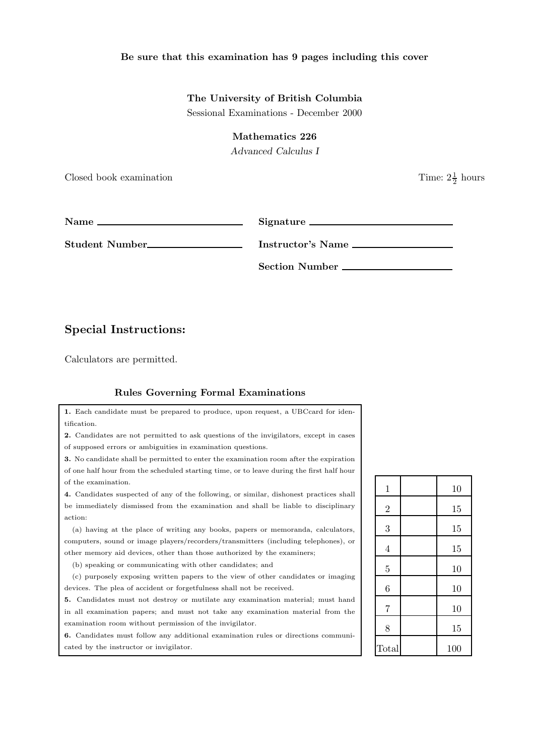**Be sure that this examination has 9 pages including this cover**

**The University of British Columbia**

Sessional Examinations - December 2000

**Mathematics 226**

*Advanced Calculus I*

Closed book examination

Time: $2\frac{1}{2}$ hours

**Name** ____________________________ **Signature** ____________________________

**Student Number**____________________ **Instructor's Name** ____________________

**Section Number** ____________________

## Special Instructions:

Calculators are permitted.

### Rules Governing Formal Examinations

**1.** Each candidate must be prepared to produce, upon request, a UBCcard for identification.

**2.** Candidates are not permitted to ask questions of the invigilators, except in cases of supposed errors or ambiguities in examination questions.

**3.** No candidate shall be permitted to enter the examination room after the expiration of one half hour from the scheduled starting time, or to leave during the first half hour of the examination.

**4.** Candidates suspected of any of the following, or similar, dishonest practices shall be immediately dismissed from the examination and shall be liable to disciplinary action:

(a) having at the place of writing any books, papers or memoranda, calculators, computers, sound or image players/recorders/transmitters (including telephones), or other memory aid devices, other than those authorized by the examiners;

(b) speaking or communicating with other candidates; and

(c) purposely exposing written papers to the view of other candidates or imaging devices. The plea of accident or forgetfulness shall not be received.

**5.** Candidates must not destroy or mutilate any examination material; must hand in all examination papers; and must not take any examination material from the examination room without permission of the invigilator.

**6.** Candidates must follow any additional examination rules or directions communicated by the instructor or invigilator.

| | | |
|---|---|---|
| 1 | | 10 |
| 2 | | 15 |
| 3 | | 15 |
| 4 | | 15 |
| 5 | | 10 |
| 6 | | 10 |
| 7 | | 10 |
| 8 | | 15 |
| Total | | 100 |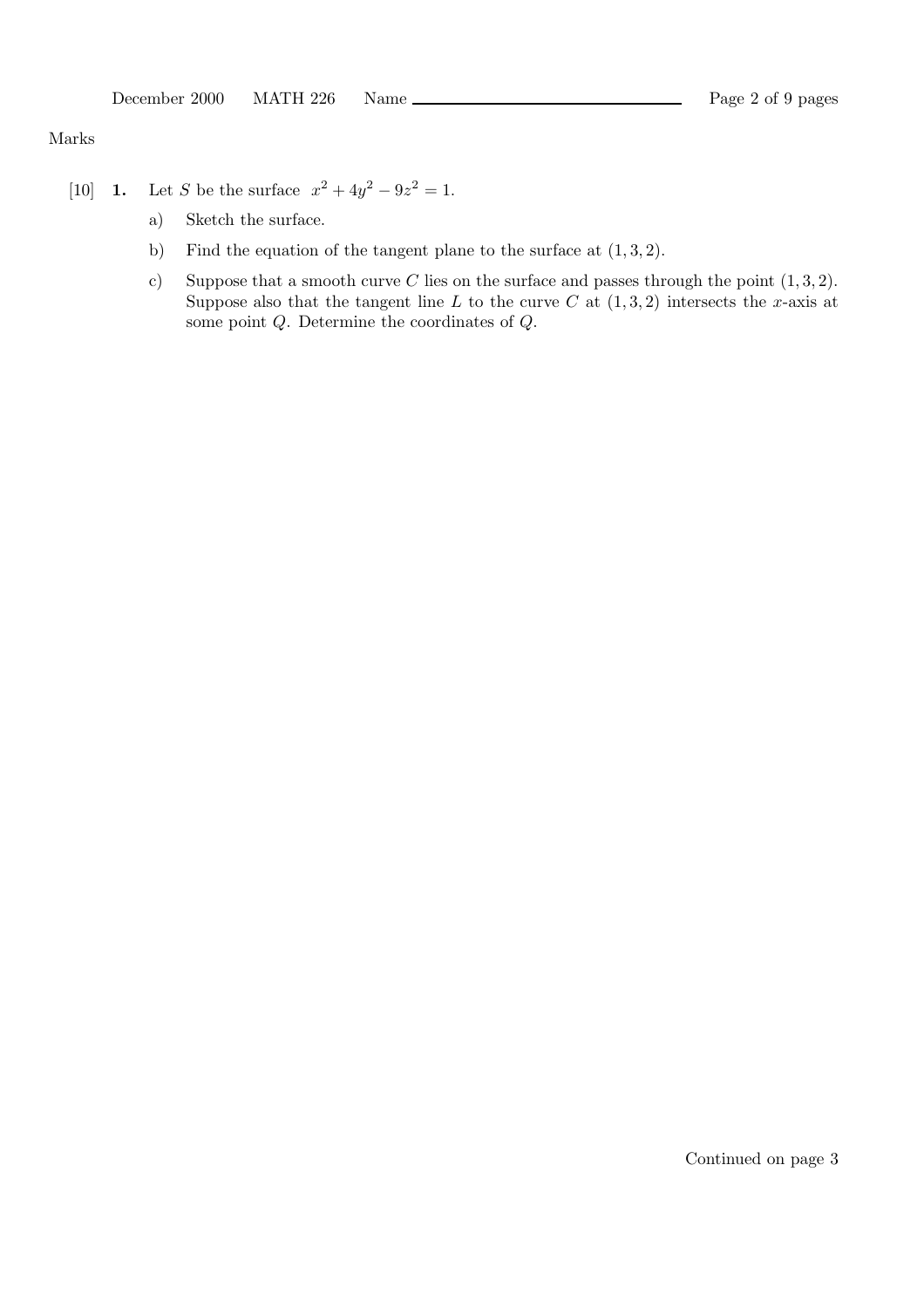Marks

[10] **1.** Let $S$ be the surface $x^2 + 4y^2 - 9z^2 = 1$.

a) Sketch the surface.

b) Find the equation of the tangent plane to the surface at $(1, 3, 2)$.

c) Suppose that a smooth curve $C$ lies on the surface and passes through the point $(1, 3, 2)$. Suppose also that the tangent line $L$ to the curve $C$ at $(1, 3, 2)$ intersects the $x$-axis at some point $Q$. Determine the coordinates of $Q$.

Continued on page 3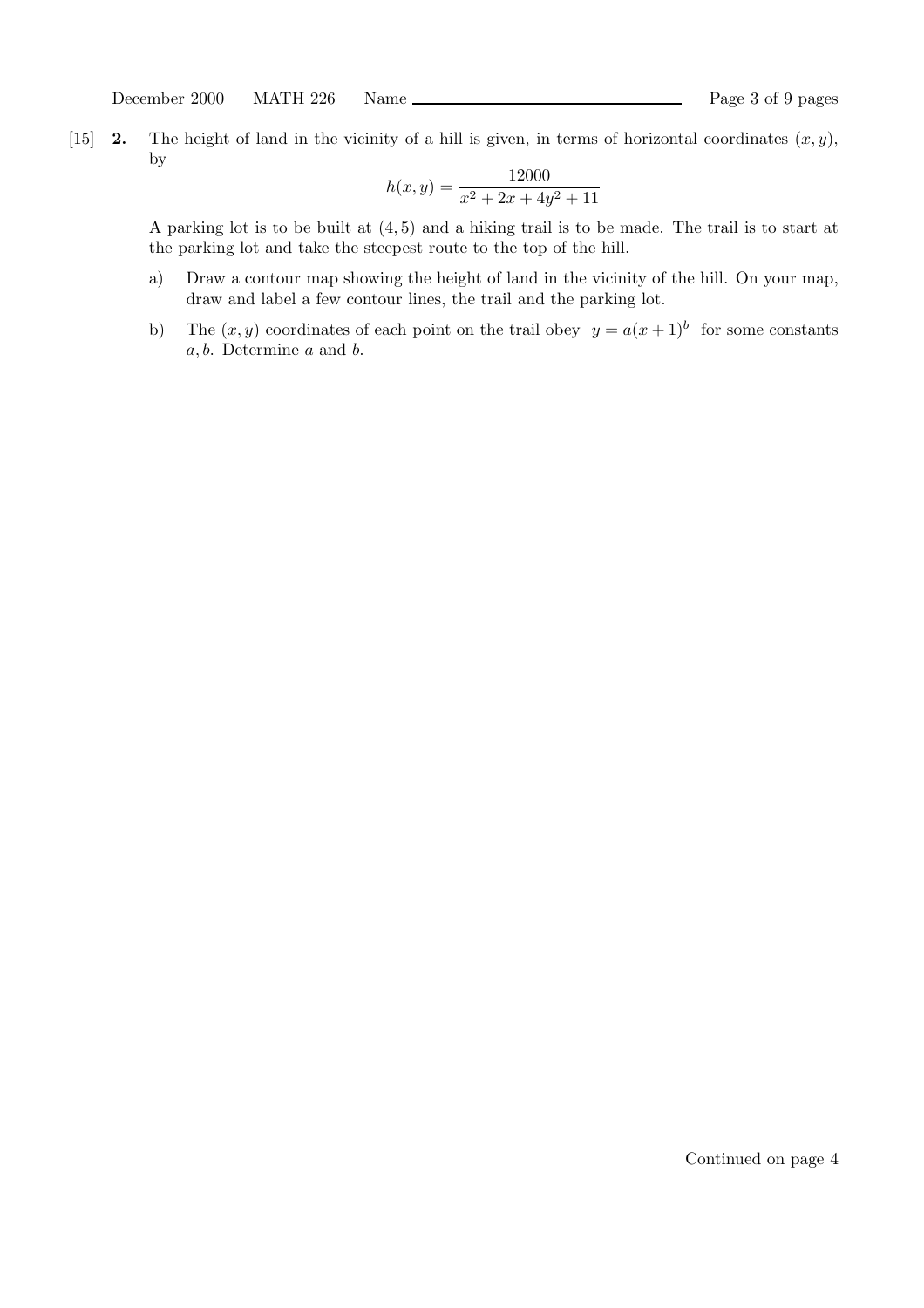[15] **2.** The height of land in the vicinity of a hill is given, in terms of horizontal coordinates $(x, y)$, by

$$h(x, y) = \frac{12000}{x^2 + 2x + 4y^2 + 11}$$

A parking lot is to be built at $(4, 5)$ and a hiking trail is to be made. The trail is to start at the parking lot and take the steepest route to the top of the hill.

a) Draw a contour map showing the height of land in the vicinity of the hill. On your map, draw and label a few contour lines, the trail and the parking lot.

b) The $(x, y)$ coordinates of each point on the trail obey $y = a(x + 1)^b$ for some constants $a, b$. Determine $a$ and $b$.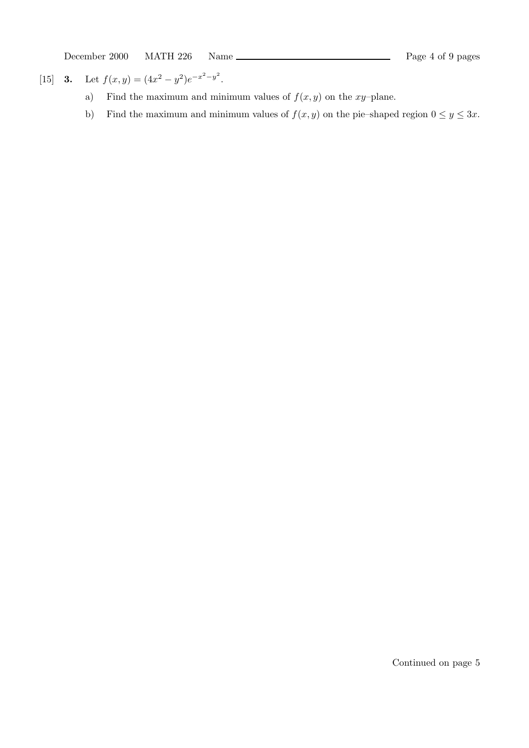[15] **3.** Let $f(x,y) = (4x^2 - y^2)e^{-x^2-y^2}$.

a) Find the maximum and minimum values of $f(x,y)$ on the $xy$–plane.

b) Find the maximum and minimum values of $f(x,y)$ on the pie–shaped region $0 \le y \le 3x$.

Continued on page 5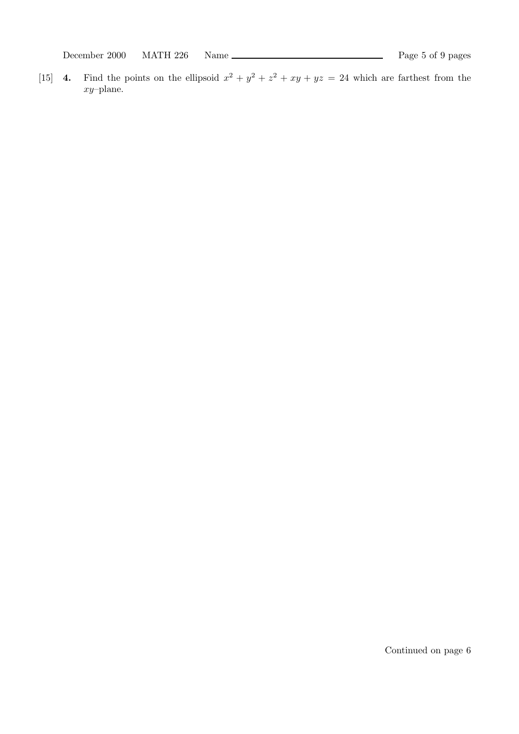[15] **4.** Find the points on the ellipsoid $x^2 + y^2 + z^2 + xy + yz = 24$ which are farthest from the $xy$–plane.

Continued on page 6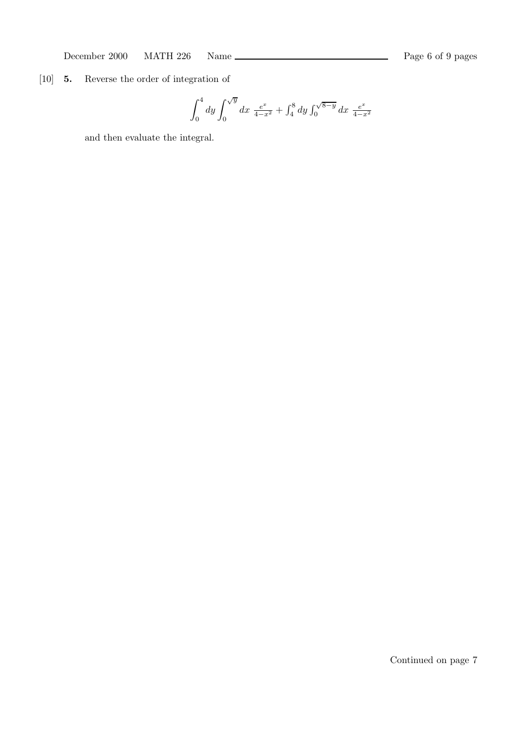[10] **5.** Reverse the order of integration of

$$\int_0^4 dy \int_0^{\sqrt{y}} dx \ \tfrac{e^x}{4-x^2} + \int_4^8 dy \int_0^{\sqrt{8-y}} dx \ \tfrac{e^x}{4-x^2}$$

and then evaluate the integral.

Continued on page 7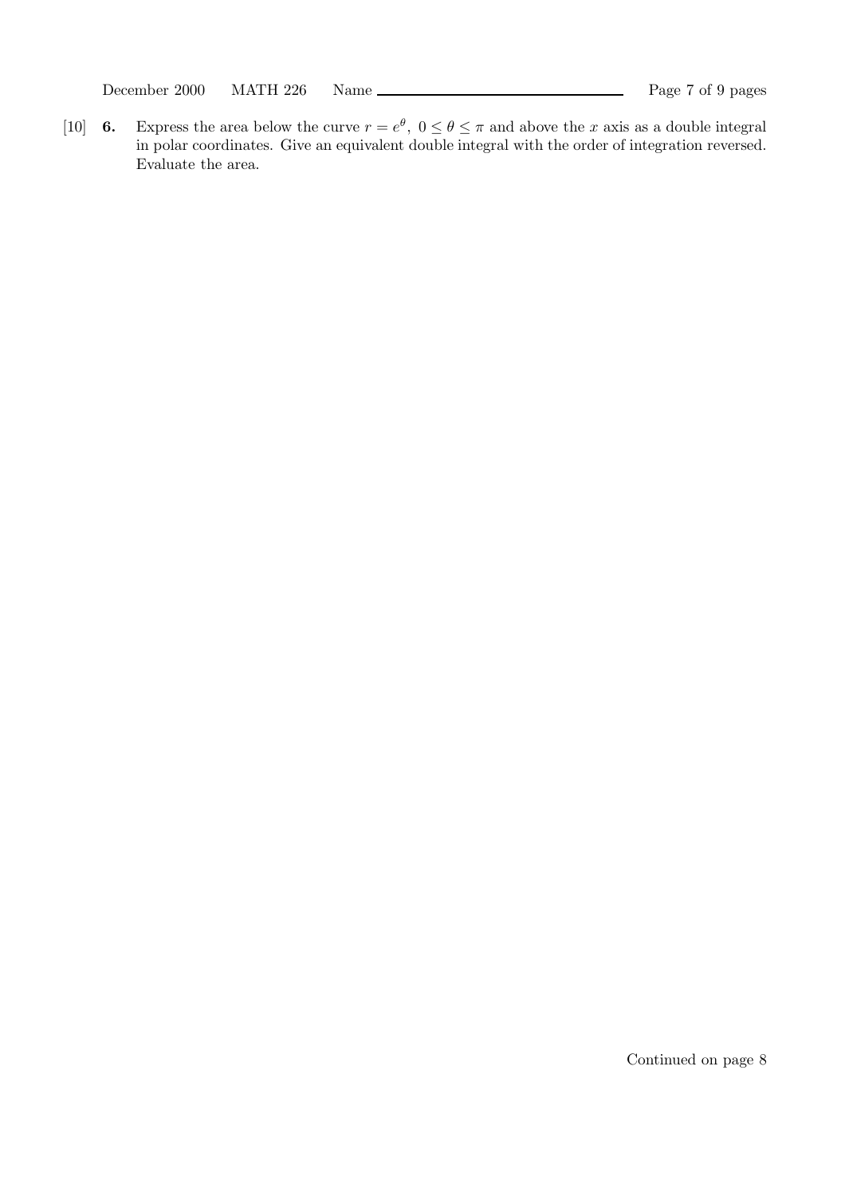[10] **6.** Express the area below the curve $r = e^{\theta},\ 0 \le \theta \le \pi$ and above the $x$ axis as a double integral in polar coordinates. Give an equivalent double integral with the order of integration reversed. Evaluate the area.

Continued on page 8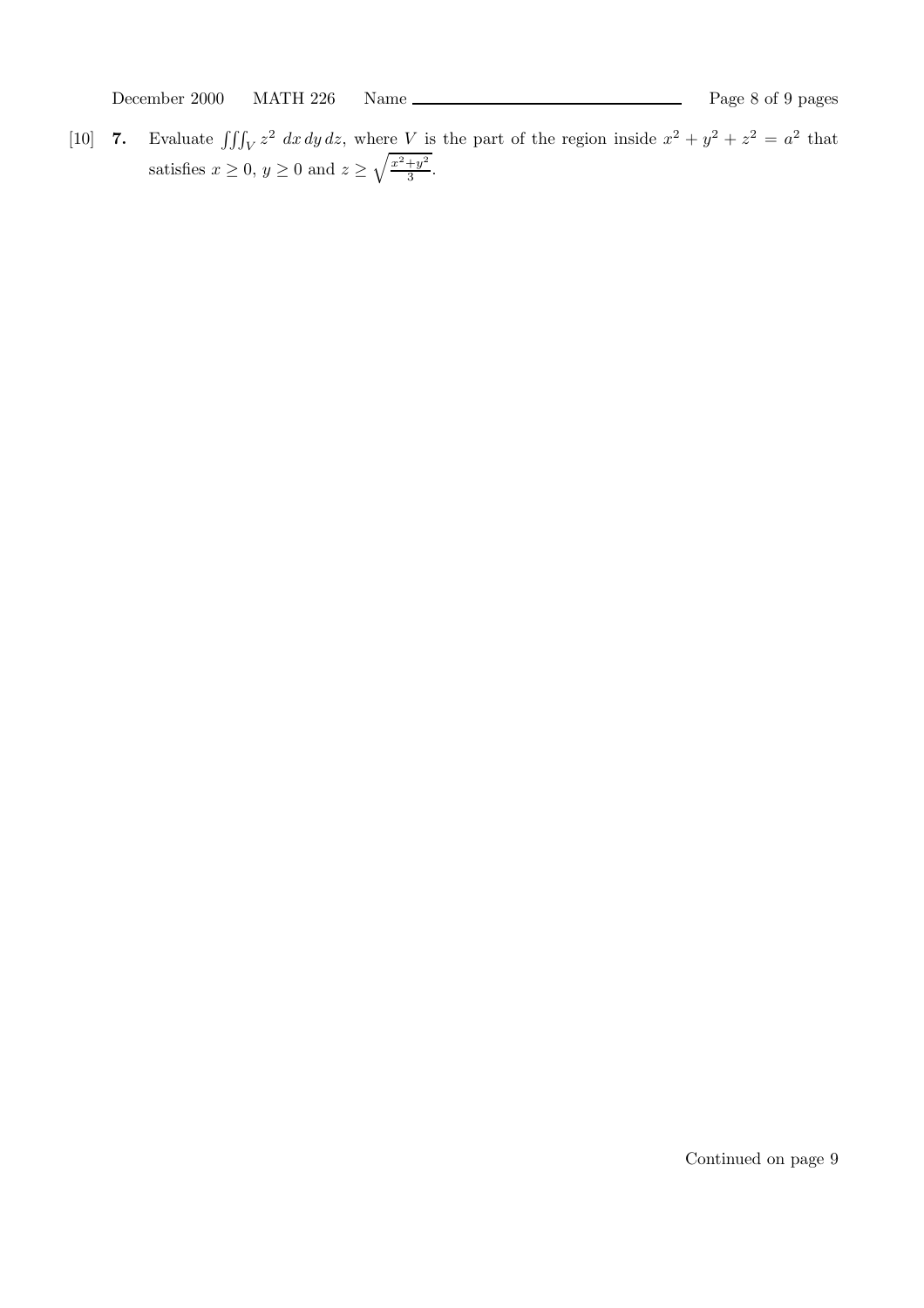[10] **7.** Evaluate $\iiint_V z^2 \; dx\, dy\, dz$, where $V$ is the part of the region inside $x^2 + y^2 + z^2 = a^2$ that satisfies $x \geq 0$, $y \geq 0$ and $z \geq \sqrt{\frac{x^2+y^2}{3}}$.

Continued on page 9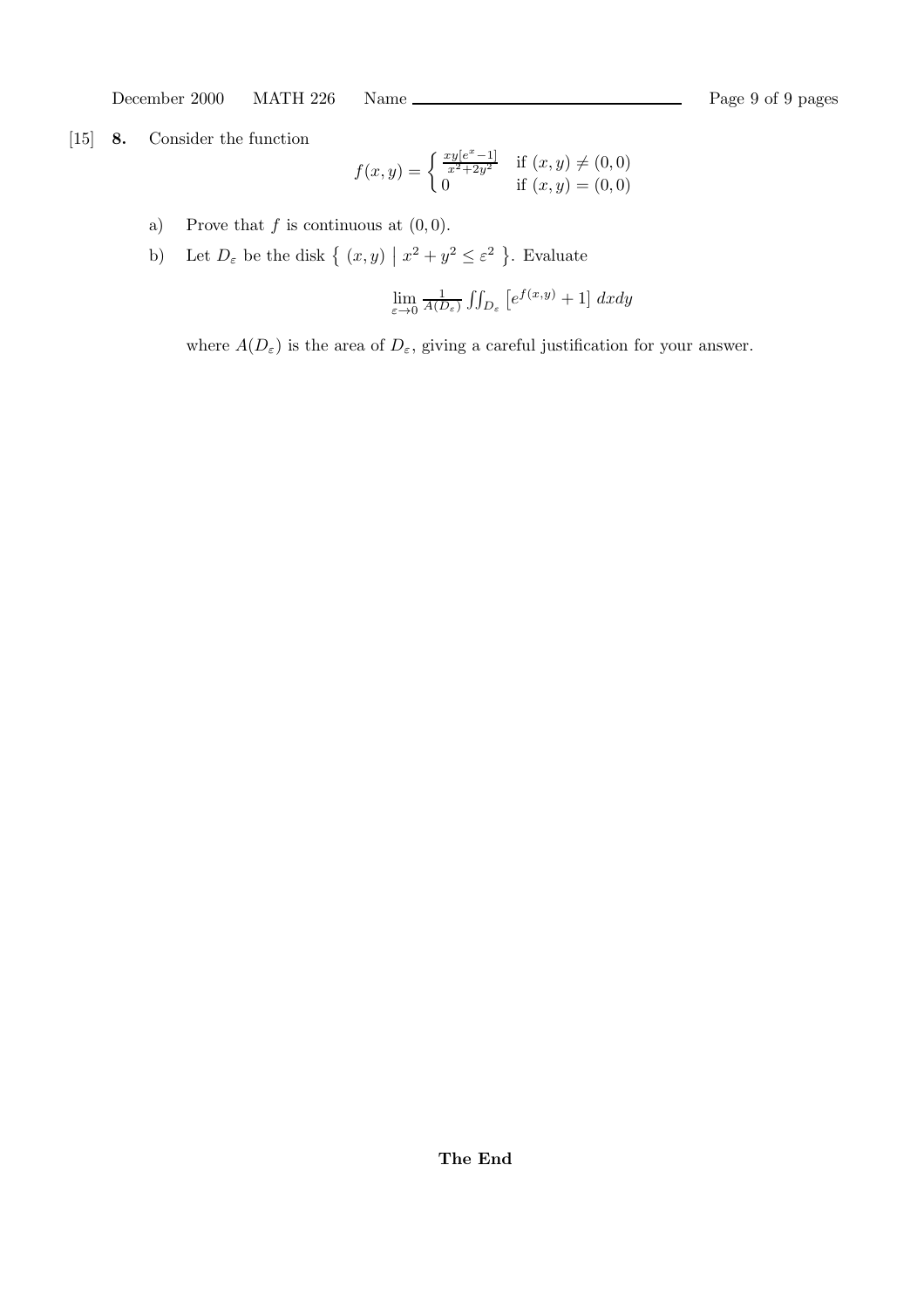[15] **8.** Consider the function

$$f(x,y) = \begin{cases} \frac{xy[e^x-1]}{x^2+2y^2} & \text{if } (x,y) \neq (0,0) \\ 0 & \text{if } (x,y) = (0,0) \end{cases}$$

a) Prove that $f$ is continuous at $(0,0)$.

b) Let $D_\varepsilon$ be the disk $\{ (x,y) \mid x^2+y^2 \leq \varepsilon^2 \}$. Evaluate

$$\lim_{\varepsilon \to 0} \frac{1}{A(D_\varepsilon)} \iint_{D_\varepsilon} \left[ e^{f(x,y)} + 1 \right] dxdy$$

where $A(D_\varepsilon)$ is the area of $D_\varepsilon$, giving a careful justification for your answer.

**The End**